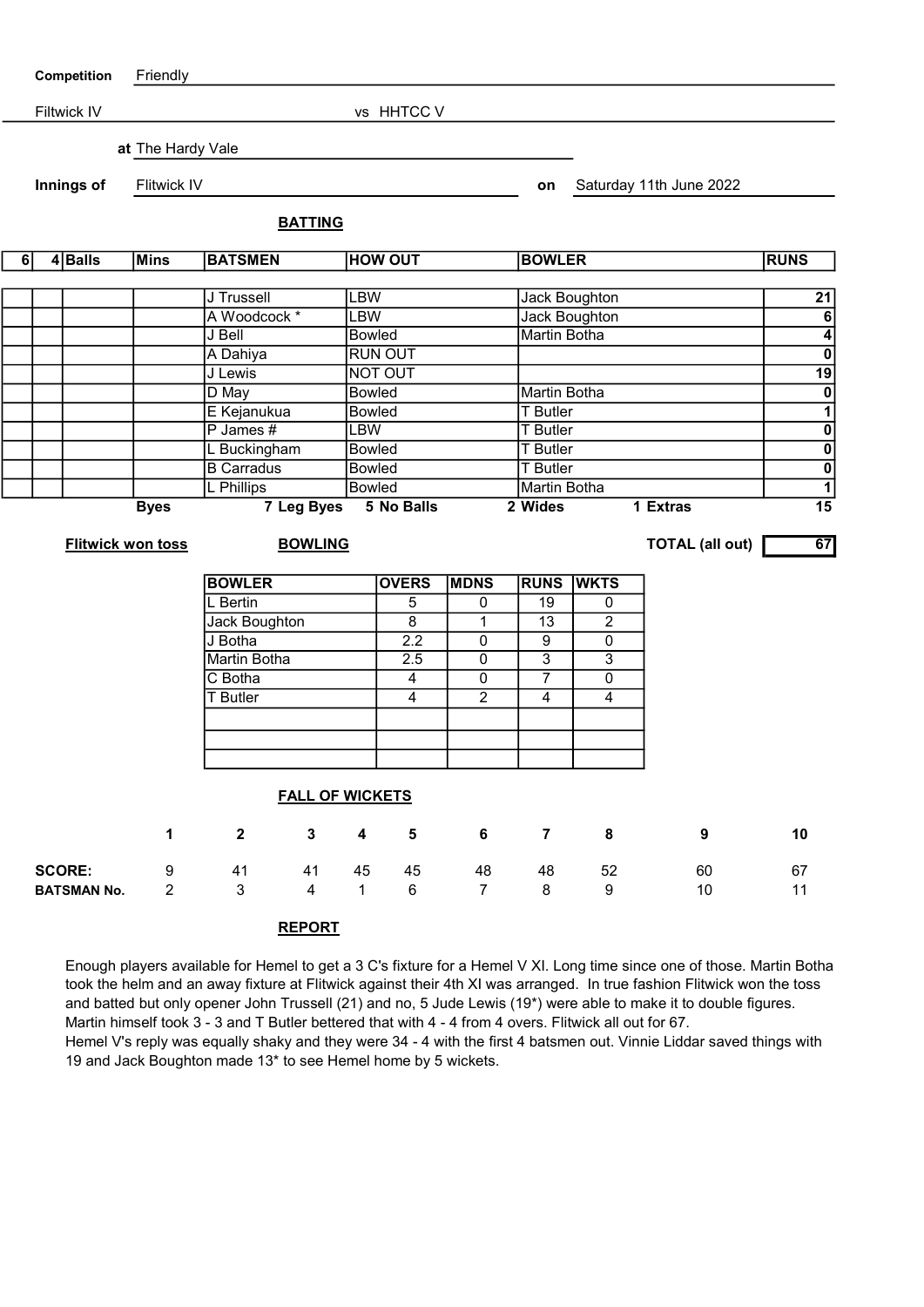**Competition** Friendly

Filtwick IV vs HHTCC V

**at** The Hardy Vale

**Innings of** Flitwick IV **on** Saturday 11th June 2022

## BATTING

| 6 | 4 | Balls | Mins | BATSMEN | HOW OUT | BOWLER | RUNS |
|---|---|---|---|---|---|---|---|
| | | | | J Trussell | LBW | Jack Boughton | 21 |
| | | | | A Woodcock * | LBW | Jack Boughton | 6 |
| | | | | J Bell | Bowled | Martin Botha | 4 |
| | | | | A Dahiya | RUN OUT | | 0 |
| | | | | J Lewis | NOT OUT | | 19 |
| | | | | D May | Bowled | Martin Botha | 0 |
| | | | | E Kejanukua | Bowled | T Butler | 1 |
| | | | | P James # | LBW | T Butler | 0 |
| | | | | L Buckingham | Bowled | T Butler | 0 |
| | | | | B Carradus | Bowled | T Butler | 0 |
| | | | | L Phillips | Bowled | Martin Botha | 1 |

**Byes** 7 **Leg Byes** 5 **No Balls** 2 **Wides** 1 **Extras** 15

**Flitwick won toss**

**TOTAL (all out)** 67

## BOWLING

| BOWLER | OVERS | MDNS | RUNS | WKTS |
|---|---|---|---|---|
| L Bertin | 5 | 0 | 19 | 0 |
| Jack Boughton | 8 | 1 | 13 | 2 |
| J Botha | 2.2 | 0 | 9 | 0 |
| Martin Botha | 2.5 | 0 | 3 | 3 |
| C Botha | 4 | 0 | 7 | 0 |
| T Butler | 4 | 2 | 4 | 4 |

## FALL OF WICKETS

| | 1 | 2 | 3 | 4 | 5 | 6 | 7 | 8 | 9 | 10 |
|---|---|---|---|---|---|---|---|---|---|---|
| **SCORE:** | 9 | 41 | 41 | 45 | 45 | 48 | 48 | 52 | 60 | 67 |
| **BATSMAN No.** | 2 | 3 | 4 | 1 | 6 | 7 | 8 | 9 | 10 | 11 |

## REPORT

Enough players available for Hemel to get a 3 C's fixture for a Hemel V XI. Long time since one of those. Martin Botha took the helm and an away fixture at Flitwick against their 4th XI was arranged. In true fashion Flitwick won the toss and batted but only opener John Trussell (21) and no, 5 Jude Lewis (19*) were able to make it to double figures. Martin himself took 3 - 3 and T Butler bettered that with 4 - 4 from 4 overs. Flitwick all out for 67.

Hemel V's reply was equally shaky and they were 34 - 4 with the first 4 batsmen out. Vinnie Liddar saved things with 19 and Jack Boughton made 13* to see Hemel home by 5 wickets.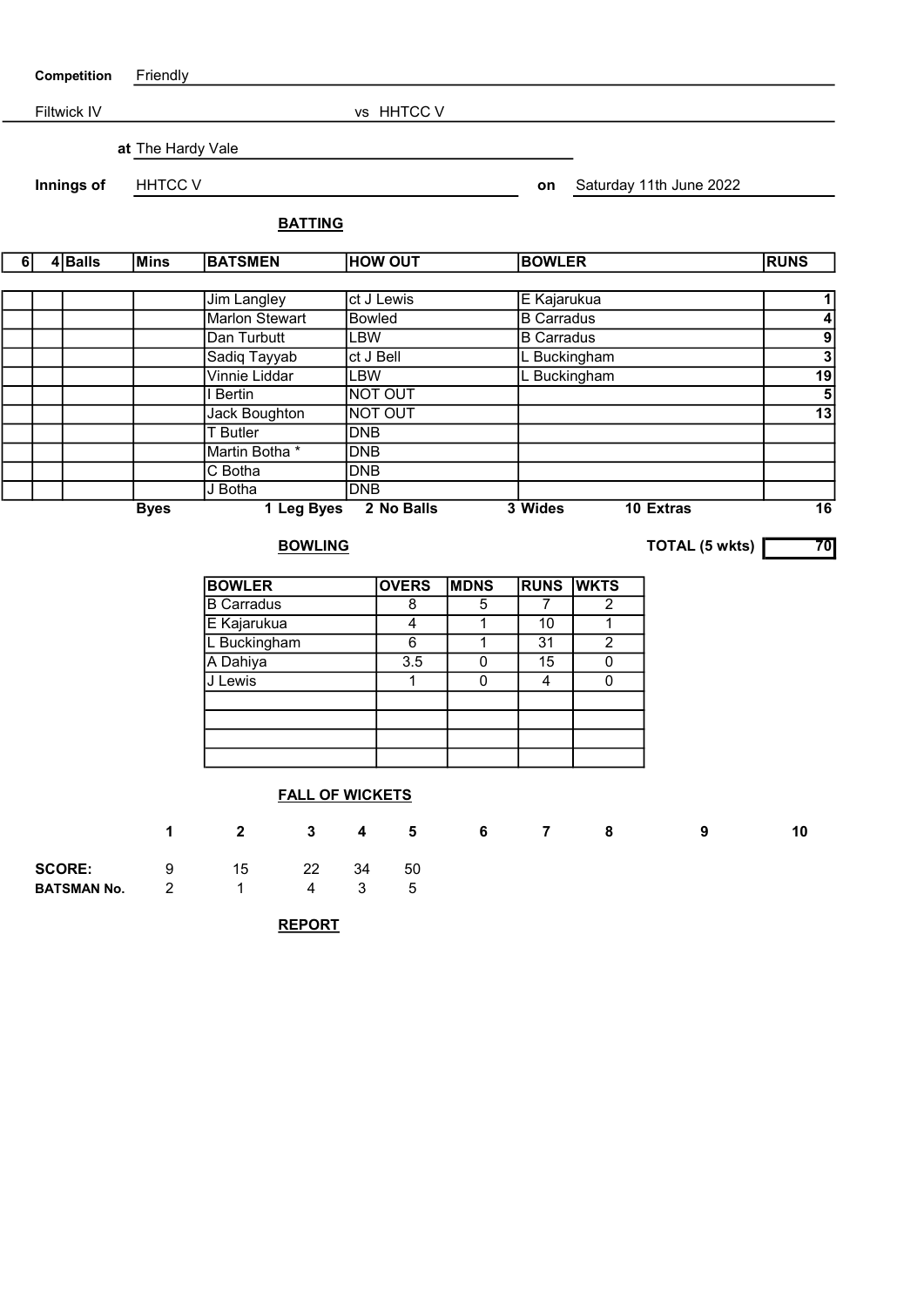**Competition** Friendly

Filtwick IV vs HHTCC V

**at** The Hardy Vale

**Innings of** HHTCC V **on** Saturday 11th June 2022

## BATTING

| 6 | 4 | Balls | Mins | BATSMEN | HOW OUT | BOWLER | RUNS |
|---|---|---|---|---|---|---|---|
| | | | | Jim Langley | ct J Lewis | E Kajarukua | 1 |
| | | | | Marlon Stewart | Bowled | B Carradus | 4 |
| | | | | Dan Turbutt | LBW | B Carradus | 9 |
| | | | | Sadiq Tayyab | ct J Bell | L Buckingham | 3 |
| | | | | Vinnie Liddar | LBW | L Buckingham | 19 |
| | | | | I Bertin | NOT OUT | | 5 |
| | | | | Jack Boughton | NOT OUT | | 13 |
| | | | | T Butler | DNB | | |
| | | | | Martin Botha * | DNB | | |
| | | | | C Botha | DNB | | |
| | | | | J Botha | DNB | | |

**Byes** 1 **Leg Byes** 2 **No Balls** 3 **Wides** 10 **Extras** 16

**TOTAL (5 wkts)** 70

## BOWLING

| BOWLER | OVERS | MDNS | RUNS | WKTS |
|---|---|---|---|---|
| B Carradus | 8 | 5 | 7 | 2 |
| E Kajarukua | 4 | 1 | 10 | 1 |
| L Buckingham | 6 | 1 | 31 | 2 |
| A Dahiya | 3.5 | 0 | 15 | 0 |
| J Lewis | 1 | 0 | 4 | 0 |

## FALL OF WICKETS

| | 1 | 2 | 3 | 4 | 5 | 6 | 7 | 8 | 9 | 10 |
|---|---|---|---|---|---|---|---|---|---|---|
| **SCORE:** | 9 | 15 | 22 | 34 | 50 | | | | | |
| **BATSMAN No.** | 2 | 1 | 4 | 3 | 5 | | | | | |

## REPORT